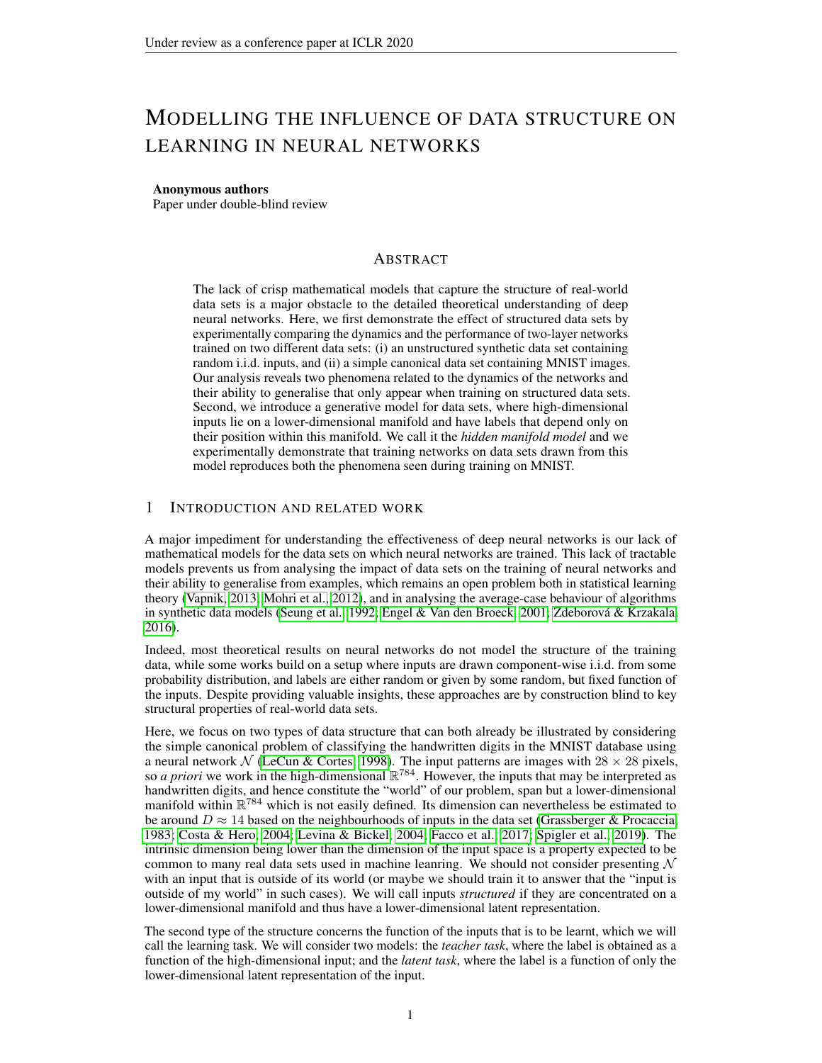# MODELLING THE INFLUENCE OF DATA STRUCTURE ON LEARNING IN NEURAL NETWORKS

**Anonymous authors**
Paper under double-blind review

## ABSTRACT

The lack of crisp mathematical models that capture the structure of real-world data sets is a major obstacle to the detailed theoretical understanding of deep neural networks. Here, we first demonstrate the effect of structured data sets by experimentally comparing the dynamics and the performance of two-layer networks trained on two different data sets: (i) an unstructured synthetic data set containing random i.i.d. inputs, and (ii) a simple canonical data set containing MNIST images. Our analysis reveals two phenomena related to the dynamics of the networks and their ability to generalise that only appear when training on structured data sets. Second, we introduce a generative model for data sets, where high-dimensional inputs lie on a lower-dimensional manifold and have labels that depend only on their position within this manifold. We call it the *hidden manifold model* and we experimentally demonstrate that training networks on data sets drawn from this model reproduces both the phenomena seen during training on MNIST.

## 1 INTRODUCTION AND RELATED WORK

A major impediment for understanding the effectiveness of deep neural networks is our lack of mathematical models for the data sets on which neural networks are trained. This lack of tractable models prevents us from analysing the impact of data sets on the training of neural networks and their ability to generalise from examples, which remains an open problem both in statistical learning theory (Vapnik, 2013; Mohri et al., 2012), and in analysing the average-case behaviour of algorithms in synthetic data models (Seung et al., 1992; Engel & Van den Broeck, 2001; Zdeborová & Krzakala, 2016).

Indeed, most theoretical results on neural networks do not model the structure of the training data, while some works build on a setup where inputs are drawn component-wise i.i.d. from some probability distribution, and labels are either random or given by some random, but fixed function of the inputs. Despite providing valuable insights, these approaches are by construction blind to key structural properties of real-world data sets.

Here, we focus on two types of data structure that can both already be illustrated by considering the simple canonical problem of classifying the handwritten digits in the MNIST database using a neural network $\mathcal{N}$ (LeCun & Cortes, 1998). The input patterns are images with $28 \times 28$ pixels, so *a priori* we work in the high-dimensional $\mathbb{R}^{784}$. However, the inputs that may be interpreted as handwritten digits, and hence constitute the "world" of our problem, span but a lower-dimensional manifold within $\mathbb{R}^{784}$ which is not easily defined. Its dimension can nevertheless be estimated to be around $D \approx 14$ based on the neighbourhoods of inputs in the data set (Grassberger & Procaccia, 1983; Costa & Hero, 2004; Levina & Bickel, 2004; Facco et al., 2017; Spigler et al., 2019). The intrinsic dimension being lower than the dimension of the input space is a property expected to be common to many real data sets used in machine leanring. We should not consider presenting $\mathcal{N}$ with an input that is outside of its world (or maybe we should train it to answer that the "input is outside of my world" in such cases). We will call inputs *structured* if they are concentrated on a lower-dimensional manifold and thus have a lower-dimensional latent representation.

The second type of the structure concerns the function of the inputs that is to be learnt, which we will call the learning task. We will consider two models: the *teacher task*, where the label is obtained as a function of the high-dimensional input; and the *latent task*, where the label is a function of only the lower-dimensional latent representation of the input.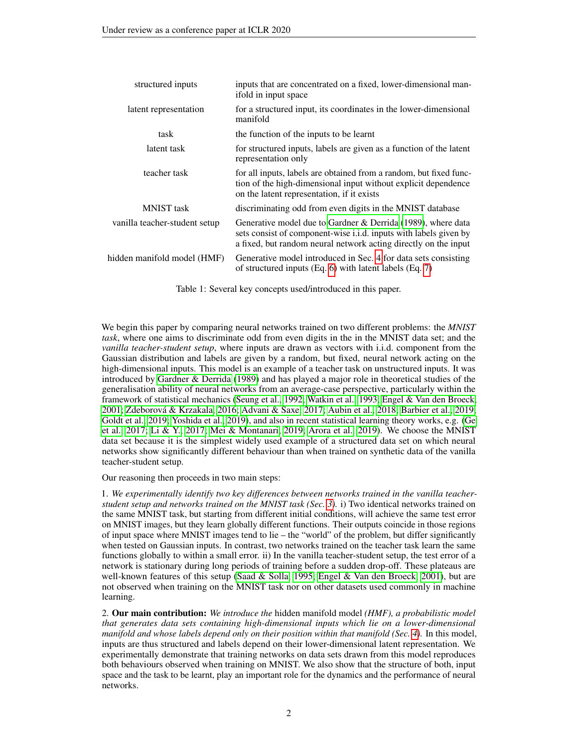| | |
|---|---|
| structured inputs | inputs that are concentrated on a fixed, lower-dimensional manifold in input space |
| latent representation | for a structured input, its coordinates in the lower-dimensional manifold |
| task | the function of the inputs to be learnt |
| latent task | for structured inputs, labels are given as a function of the latent representation only |
| teacher task | for all inputs, labels are obtained from a random, but fixed function of the high-dimensional input without explicit dependence on the latent representation, if it exists |
| MNIST task | discriminating odd from even digits in the MNIST database |
| vanilla teacher-student setup | Generative model due to Gardner & Derrida (1989), where data sets consist of component-wise i.i.d. inputs with labels given by a fixed, but random neural network acting directly on the input |
| hidden manifold model (HMF) | Generative model introduced in Sec. 4 for data sets consisting of structured inputs (Eq. 6) with latent labels (Eq. 7) |

Table 1: Several key concepts used/introduced in this paper.

We begin this paper by comparing neural networks trained on two different problems: the *MNIST task*, where one aims to discriminate odd from even digits in the in the MNIST data set; and the *vanilla teacher-student setup*, where inputs are drawn as vectors with i.i.d. component from the Gaussian distribution and labels are given by a random, but fixed, neural network acting on the high-dimensional inputs. This model is an example of a teacher task on unstructured inputs. It was introduced by Gardner & Derrida (1989) and has played a major role in theoretical studies of the generalisation ability of neural networks from an average-case perspective, particularly within the framework of statistical mechanics (Seung et al., 1992; Watkin et al., 1993; Engel & Van den Broeck, 2001; Zdeborová & Krzakala, 2016; Advani & Saxe, 2017; Aubin et al., 2018; Barbier et al., 2019; Goldt et al., 2019; Yoshida et al., 2019), and also in recent statistical learning theory works, e.g. (Ge et al., 2017; Li & Y., 2017; Mei & Montanari, 2019; Arora et al., 2019). We choose the MNIST data set because it is the simplest widely used example of a structured data set on which neural networks show significantly different behaviour than when trained on synthetic data of the vanilla teacher-student setup.

Our reasoning then proceeds in two main steps:

1. *We experimentally identify two key differences between networks trained in the vanilla teacher-student setup and networks trained on the MNIST task (Sec. 3).* i) Two identical networks trained on the same MNIST task, but starting from different initial conditions, will achieve the same test error on MNIST images, but they learn globally different functions. Their outputs coincide in those regions of input space where MNIST images tend to lie – the "world" of the problem, but differ significantly when tested on Gaussian inputs. In contrast, two networks trained on the teacher task learn the same functions globally to within a small error. ii) In the vanilla teacher-student setup, the test error of a network is stationary during long periods of training before a sudden drop-off. These plateaus are well-known features of this setup (Saad & Solla, 1995; Engel & Van den Broeck, 2001), but are not observed when training on the MNIST task nor on other datasets used commonly in machine learning.

2. **Our main contribution:** *We introduce the* hidden manifold model *(HMF), a probabilistic model that generates data sets containing high-dimensional inputs which lie on a lower-dimensional manifold and whose labels depend only on their position within that manifold (Sec. 4).* In this model, inputs are thus structured and labels depend on their lower-dimensional latent representation. We experimentally demonstrate that training networks on data sets drawn from this model reproduces both behaviours observed when training on MNIST. We also show that the structure of both, input space and the task to be learnt, play an important role for the dynamics and the performance of neural networks.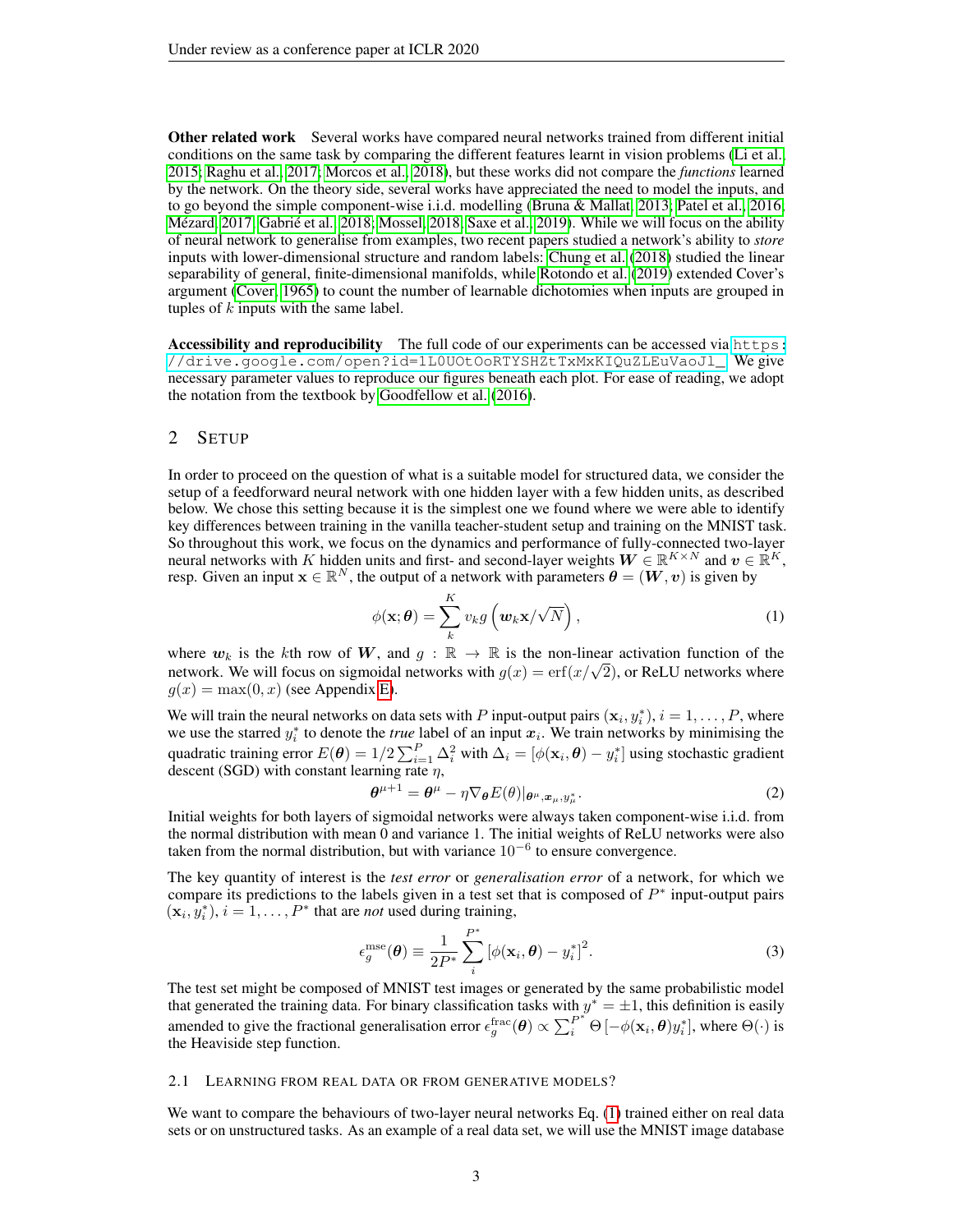**Other related work** Several works have compared neural networks trained from different initial conditions on the same task by comparing the different features learnt in vision problems (Li et al., 2015; Raghu et al., 2017; Morcos et al., 2018), but these works did not compare the *functions* learned by the network. On the theory side, several works have appreciated the need to model the inputs, and to go beyond the simple component-wise i.i.d. modelling (Bruna & Mallat, 2013; Patel et al., 2016; Mézard, 2017; Gabrié et al., 2018; Mossel, 2018; Saxe et al., 2019). While we will focus on the ability of neural network to generalise from examples, two recent papers studied a network's ability to *store* inputs with lower-dimensional structure and random labels: Chung et al. (2018) studied the linear separability of general, finite-dimensional manifolds, while Rotondo et al. (2019) extended Cover's argument (Cover, 1965) to count the number of learnable dichotomies when inputs are grouped in tuples of $k$ inputs with the same label.

**Accessibility and reproducibility** The full code of our experiments can be accessed via https://drive.google.com/open?id=1L0UOtOoRTYSHZtTxMxKIQuZLEuVaoJl_. We give necessary parameter values to reproduce our figures beneath each plot. For ease of reading, we adopt the notation from the textbook by Goodfellow et al. (2016).

## 2 Setup

In order to proceed on the question of what is a suitable model for structured data, we consider the setup of a feedforward neural network with one hidden layer with a few hidden units, as described below. We chose this setting because it is the simplest one we found where we were able to identify key differences between training in the vanilla teacher-student setup and training on the MNIST task. So throughout this work, we focus on the dynamics and performance of fully-connected two-layer neural networks with $K$ hidden units and first- and second-layer weights $\boldsymbol{W} \in \mathbb{R}^{K\times N}$ and $\boldsymbol{v} \in \mathbb{R}^{K}$, resp. Given an input $\mathbf{x} \in \mathbb{R}^N$, the output of a network with parameters $\boldsymbol{\theta} = (\boldsymbol{W}, \boldsymbol{v})$ is given by

$$\phi(\mathbf{x};\boldsymbol{\theta}) = \sum_{k}^{K} v_k g\left(\boldsymbol{w}_k \mathbf{x}/\sqrt{N}\right), \tag{1}$$

where $\boldsymbol{w}_k$ is the $k$th row of $\boldsymbol{W}$, and $g : \mathbb{R} \to \mathbb{R}$ is the non-linear activation function of the network. We will focus on sigmoidal networks with $g(x) = \mathrm{erf}(x/\sqrt{2})$, or ReLU networks where $g(x) = \max(0, x)$ (see Appendix E).

We will train the neural networks on data sets with $P$ input-output pairs $(\mathbf{x}_i, y_i^*)$, $i = 1, \ldots, P$, where we use the starred $y_i^*$ to denote the *true* label of an input $\boldsymbol{x}_i$. We train networks by minimising the quadratic training error $E(\boldsymbol{\theta}) = 1/2\sum_{i=1}^{P}\Delta_i^2$ with $\Delta_i = [\phi(\mathbf{x}_i, \boldsymbol{\theta}) - y_i^*]$ using stochastic gradient descent (SGD) with constant learning rate $\eta$,

$$\boldsymbol{\theta}^{\mu+1} = \boldsymbol{\theta}^{\mu} - \eta \nabla_{\boldsymbol{\theta}} E(\theta)|_{\boldsymbol{\theta}^{\mu}, \boldsymbol{x}_{\mu}, y_{\mu}^*}. \tag{2}$$

Initial weights for both layers of sigmoidal networks were always taken component-wise i.i.d. from the normal distribution with mean 0 and variance 1. The initial weights of ReLU networks were also taken from the normal distribution, but with variance $10^{-6}$ to ensure convergence.

The key quantity of interest is the *test error* or *generalisation error* of a network, for which we compare its predictions to the labels given in a test set that is composed of $P^*$ input-output pairs $(\mathbf{x}_i, y_i^*)$, $i = 1, \ldots, P^*$ that are *not* used during training,

$$\epsilon_g^{\mathrm{mse}}(\boldsymbol{\theta}) \equiv \frac{1}{2P^*}\sum_{i}^{P^*}\left[\phi(\mathbf{x}_i, \boldsymbol{\theta}) - y_i^*\right]^2. \tag{3}$$

The test set might be composed of MNIST test images or generated by the same probabilistic model that generated the training data. For binary classification tasks with $y^* = \pm 1$, this definition is easily amended to give the fractional generalisation error $\epsilon_g^{\mathrm{frac}}(\boldsymbol{\theta}) \propto \sum_i^{P^*}\Theta\left[-\phi(\mathbf{x}_i, \boldsymbol{\theta})y_i^*\right]$, where $\Theta(\cdot)$ is the Heaviside step function.

### 2.1 Learning from real data or from generative models?

We want to compare the behaviours of two-layer neural networks Eq. (1) trained either on real data sets or on unstructured tasks. As an example of a real data set, we will use the MNIST image database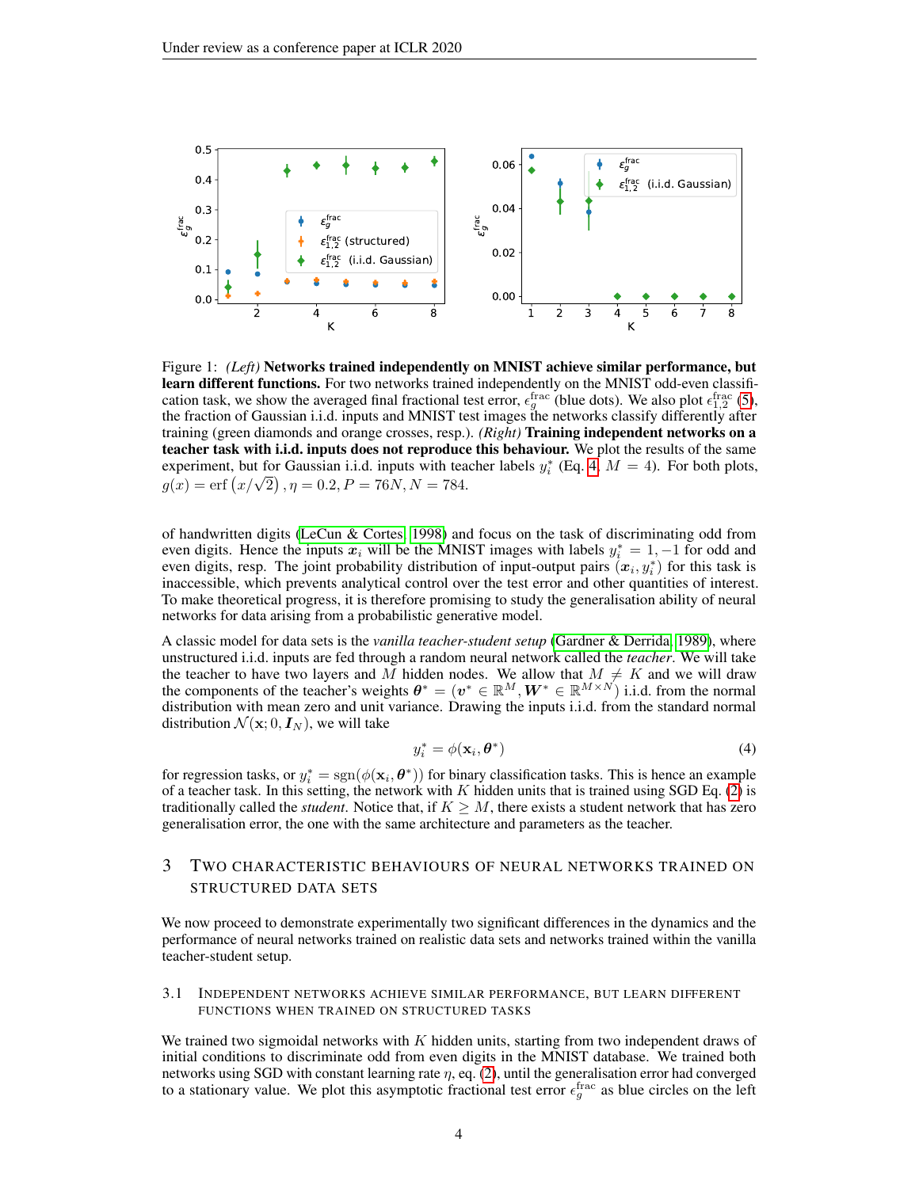Figure 1: *(Left)* **Networks trained independently on MNIST achieve similar performance, but learn different functions.** For two networks trained independently on the MNIST odd-even classification task, we show the averaged final fractional test error, $\epsilon_g^{\text{frac}}$ (blue dots). We also plot $\epsilon_{1,2}^{\text{frac}}$ (5), the fraction of Gaussian i.i.d. inputs and MNIST test images the networks classify differently after training (green diamonds and orange crosses, resp.). *(Right)* **Training independent networks on a teacher task with i.i.d. inputs does not reproduce this behaviour.** We plot the results of the same experiment, but for Gaussian i.i.d. inputs with teacher labels $y_i^*$ (Eq. 4, $M = 4$). For both plots, $g(x) = \text{erf}\left(x/\sqrt{2}\right), \eta = 0.2, P = 76N, N = 784$.

of handwritten digits (LeCun & Cortes, 1998) and focus on the task of discriminating odd from even digits. Hence the inputs $\boldsymbol{x}_i$ will be the MNIST images with labels $y_i^* = 1, -1$ for odd and even digits, resp. The joint probability distribution of input-output pairs $(\boldsymbol{x}_i, y_i^*)$ for this task is inaccessible, which prevents analytical control over the test error and other quantities of interest. To make theoretical progress, it is therefore promising to study the generalisation ability of neural networks for data arising from a probabilistic generative model.

A classic model for data sets is the *vanilla teacher-student setup* (Gardner & Derrida, 1989), where unstructured i.i.d. inputs are fed through a random neural network called the *teacher*. We will take the teacher to have two layers and $M$ hidden nodes. We allow that $M \neq K$ and we will draw the components of the teacher's weights $\boldsymbol{\theta}^* = (\boldsymbol{v}^* \in \mathbb{R}^M, \boldsymbol{W}^* \in \mathbb{R}^{M\times N})$ i.i.d. from the normal distribution with mean zero and unit variance. Drawing the inputs i.i.d. from the standard normal distribution $\mathcal{N}(\mathbf{x}; 0, \boldsymbol{I}_N)$, we will take

$$y_i^* = \phi(\mathbf{x}_i, \boldsymbol{\theta}^*) \tag{4}$$

for regression tasks, or $y_i^* = \text{sgn}(\phi(\mathbf{x}_i, \boldsymbol{\theta}^*))$ for binary classification tasks. This is hence an example of a teacher task. In this setting, the network with $K$ hidden units that is trained using SGD Eq. (2) is traditionally called the *student*. Notice that, if $K \geq M$, there exists a student network that has zero generalisation error, the one with the same architecture and parameters as the teacher.

## 3 Two characteristic behaviours of neural networks trained on structured data sets

We now proceed to demonstrate experimentally two significant differences in the dynamics and the performance of neural networks trained on realistic data sets and networks trained within the vanilla teacher-student setup.

### 3.1 Independent networks achieve similar performance, but learn different functions when trained on structured tasks

We trained two sigmoidal networks with $K$ hidden units, starting from two independent draws of initial conditions to discriminate odd from even digits in the MNIST database. We trained both networks using SGD with constant learning rate $\eta$, eq. (2), until the generalisation error had converged to a stationary value. We plot this asymptotic fractional test error $\epsilon_g^{\text{frac}}$ as blue circles on the left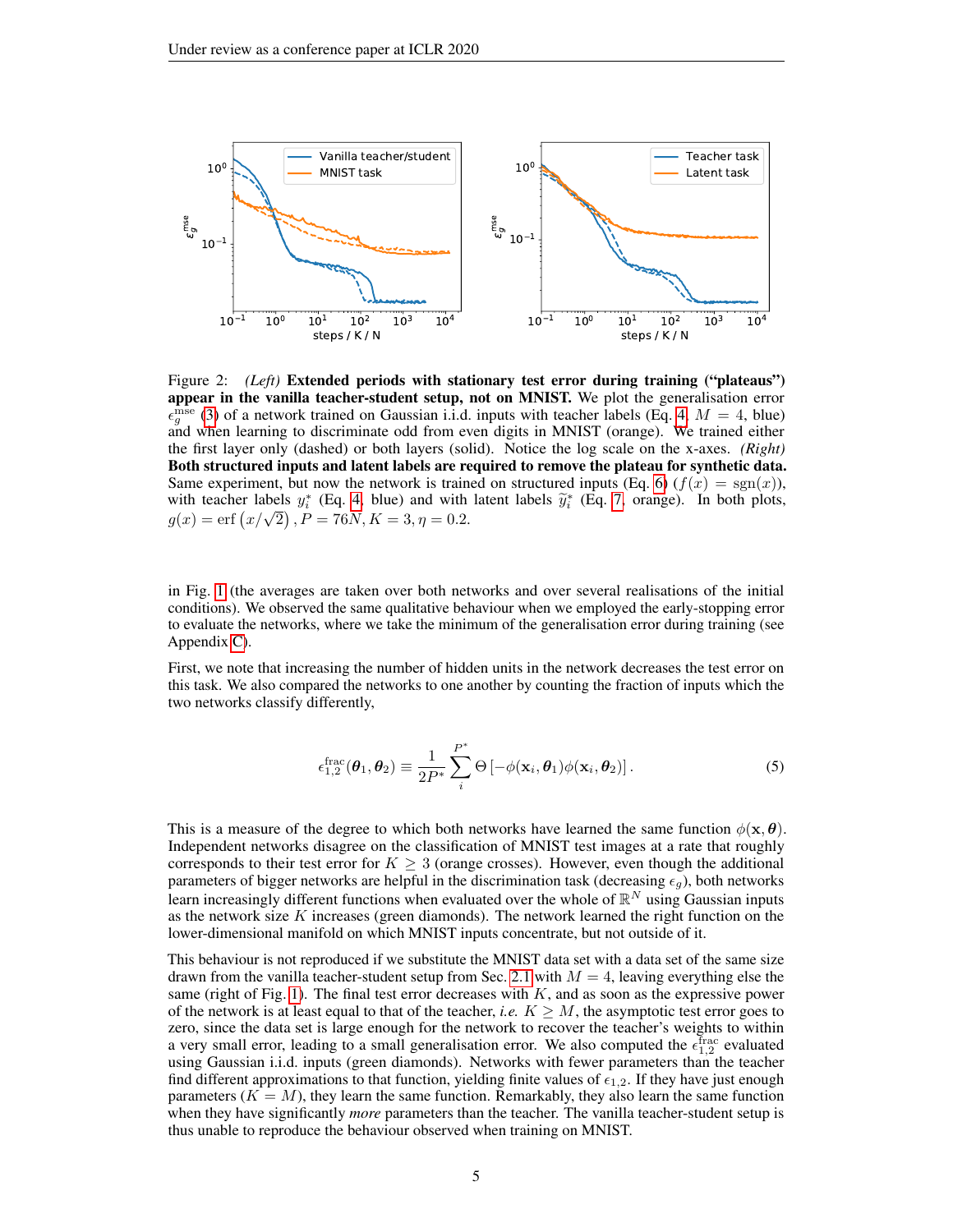Figure 2: *(Left)* **Extended periods with stationary test error during training ("plateaus") appear in the vanilla teacher-student setup, not on MNIST.** We plot the generalisation error $\epsilon_g^{\text{mse}}$ (3) of a network trained on Gaussian i.i.d. inputs with teacher labels (Eq. 4, $M = 4$, blue) and when learning to discriminate odd from even digits in MNIST (orange). We trained either the first layer only (dashed) or both layers (solid). Notice the log scale on the x-axes. *(Right)* **Both structured inputs and latent labels are required to remove the plateau for synthetic data.** Same experiment, but now the network is trained on structured inputs (Eq. 6) ($f(x) = \text{sgn}(x)$), with teacher labels $y_i^*$ (Eq. 4, blue) and with latent labels $\tilde{y}_i^*$ (Eq. 7, orange). In both plots, $g(x) = \text{erf}\left(x/\sqrt{2}\right), P = 76N, K = 3, \eta = 0.2$.

in Fig. 1 (the averages are taken over both networks and over several realisations of the initial conditions). We observed the same qualitative behaviour when we employed the early-stopping error to evaluate the networks, where we take the minimum of the generalisation error during training (see Appendix C).

First, we note that increasing the number of hidden units in the network decreases the test error on this task. We also compared the networks to one another by counting the fraction of inputs which the two networks classify differently,

$$\epsilon_{1,2}^{\text{frac}}(\boldsymbol{\theta}_1, \boldsymbol{\theta}_2) \equiv \frac{1}{2P^*} \sum_i^{P^*} \Theta\left[-\phi(\mathbf{x}_i, \boldsymbol{\theta}_1)\phi(\mathbf{x}_i, \boldsymbol{\theta}_2)\right]. \tag{5}$$

This is a measure of the degree to which both networks have learned the same function $\phi(\mathbf{x}, \boldsymbol{\theta})$. Independent networks disagree on the classification of MNIST test images at a rate that roughly corresponds to their test error for $K \geq 3$ (orange crosses). However, even though the additional parameters of bigger networks are helpful in the discrimination task (decreasing $\epsilon_g$), both networks learn increasingly different functions when evaluated over the whole of $\mathbb{R}^N$ using Gaussian inputs as the network size $K$ increases (green diamonds). The network learned the right function on the lower-dimensional manifold on which MNIST inputs concentrate, but not outside of it.

This behaviour is not reproduced if we substitute the MNIST data set with a data set of the same size drawn from the vanilla teacher-student setup from Sec. 2.1 with $M = 4$, leaving everything else the same (right of Fig. 1). The final test error decreases with $K$, and as soon as the expressive power of the network is at least equal to that of the teacher, *i.e.* $K \geq M$, the asymptotic test error goes to zero, since the data set is large enough for the network to recover the teacher's weights to within a very small error, leading to a small generalisation error. We also computed the $\epsilon_{1,2}^{\text{frac}}$ evaluated using Gaussian i.i.d. inputs (green diamonds). Networks with fewer parameters than the teacher find different approximations to that function, yielding finite values of $\epsilon_{1,2}$. If they have just enough parameters ($K = M$), they learn the same function. Remarkably, they also learn the same function when they have significantly *more* parameters than the teacher. The vanilla teacher-student setup is thus unable to reproduce the behaviour observed when training on MNIST.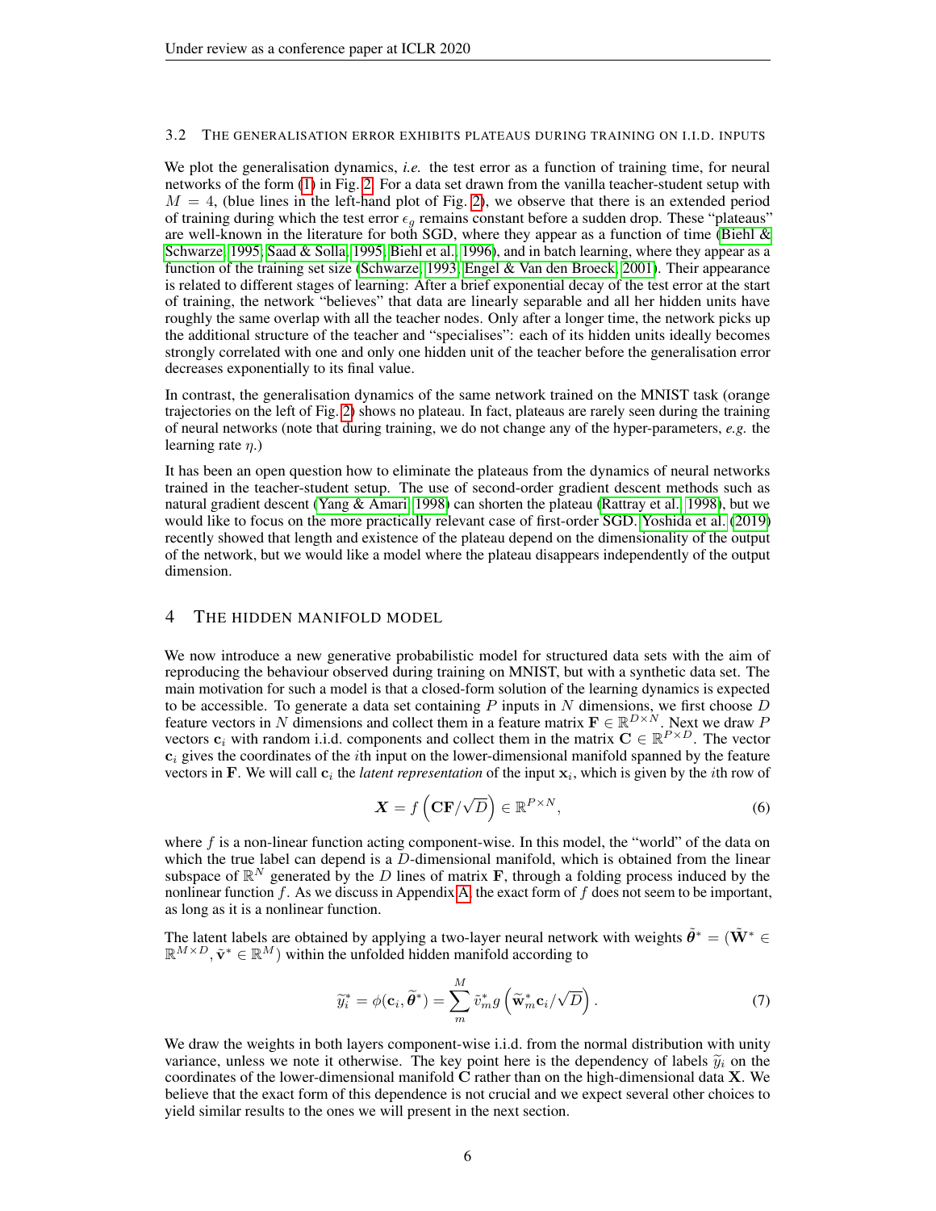### 3.2 The generalisation error exhibits plateaus during training on i.i.d. inputs

We plot the generalisation dynamics, *i.e.* the test error as a function of training time, for neural networks of the form (1) in Fig. 2. For a data set drawn from the vanilla teacher-student setup with $M = 4$, (blue lines in the left-hand plot of Fig. 2), we observe that there is an extended period of training during which the test error $\epsilon_g$ remains constant before a sudden drop. These "plateaus" are well-known in the literature for both SGD, where they appear as a function of time (Biehl & Schwarze, 1995; Saad & Solla, 1995; Biehl et al., 1996), and in batch learning, where they appear as a function of the training set size (Schwarze, 1993; Engel & Van den Broeck, 2001). Their appearance is related to different stages of learning: After a brief exponential decay of the test error at the start of training, the network "believes" that data are linearly separable and all her hidden units have roughly the same overlap with all the teacher nodes. Only after a longer time, the network picks up the additional structure of the teacher and "specialises": each of its hidden units ideally becomes strongly correlated with one and only one hidden unit of the teacher before the generalisation error decreases exponentially to its final value.

In contrast, the generalisation dynamics of the same network trained on the MNIST task (orange trajectories on the left of Fig. 2) shows no plateau. In fact, plateaus are rarely seen during the training of neural networks (note that during training, we do not change any of the hyper-parameters, *e.g.* the learning rate $\eta$.)

It has been an open question how to eliminate the plateaus from the dynamics of neural networks trained in the teacher-student setup. The use of second-order gradient descent methods such as natural gradient descent (Yang & Amari, 1998) can shorten the plateau (Rattray et al., 1998), but we would like to focus on the more practically relevant case of first-order SGD. Yoshida et al. (2019) recently showed that length and existence of the plateau depend on the dimensionality of the output of the network, but we would like a model where the plateau disappears independently of the output dimension.

## 4 The hidden manifold model

We now introduce a new generative probabilistic model for structured data sets with the aim of reproducing the behaviour observed during training on MNIST, but with a synthetic data set. The main motivation for such a model is that a closed-form solution of the learning dynamics is expected to be accessible. To generate a data set containing $P$ inputs in $N$ dimensions, we first choose $D$ feature vectors in $N$ dimensions and collect them in a feature matrix $\mathbf{F} \in \mathbb{R}^{D\times N}$. Next we draw $P$ vectors $\mathbf{c}_i$ with random i.i.d. components and collect them in the matrix $\mathbf{C} \in \mathbb{R}^{P\times D}$. The vector $\mathbf{c}_i$ gives the coordinates of the $i$th input on the lower-dimensional manifold spanned by the feature vectors in $\mathbf{F}$. We will call $\mathbf{c}_i$ the *latent representation* of the input $\mathbf{x}_i$, which is given by the $i$th row of

$$\boldsymbol{X} = f\left(\mathbf{C}\mathbf{F}/\sqrt{D}\right) \in \mathbb{R}^{P\times N}, \tag{6}$$

where $f$ is a non-linear function acting component-wise. In this model, the "world" of the data on which the true label can depend is a $D$-dimensional manifold, which is obtained from the linear subspace of $\mathbb{R}^N$ generated by the $D$ lines of matrix $\mathbf{F}$, through a folding process induced by the nonlinear function $f$. As we discuss in Appendix A, the exact form of $f$ does not seem to be important, as long as it is a nonlinear function.

The latent labels are obtained by applying a two-layer neural network with weights $\tilde{\boldsymbol{\theta}}^* = (\tilde{\mathbf{W}}^* \in \mathbb{R}^{M\times D}, \tilde{\mathbf{v}}^* \in \mathbb{R}^M)$ within the unfolded hidden manifold according to

$$\widetilde{y}_i^* = \phi(\mathbf{c}_i, \widetilde{\boldsymbol{\theta}}^*) = \sum_m^M \tilde{v}_m^* g\left(\widetilde{\mathbf{w}}_m^* \mathbf{c}_i/\sqrt{D}\right). \tag{7}$$

We draw the weights in both layers component-wise i.i.d. from the normal distribution with unity variance, unless we note it otherwise. The key point here is the dependency of labels $\widetilde{y}_i$ on the coordinates of the lower-dimensional manifold $\mathbf{C}$ rather than on the high-dimensional data $\mathbf{X}$. We believe that the exact form of this dependence is not crucial and we expect several other choices to yield similar results to the ones we will present in the next section.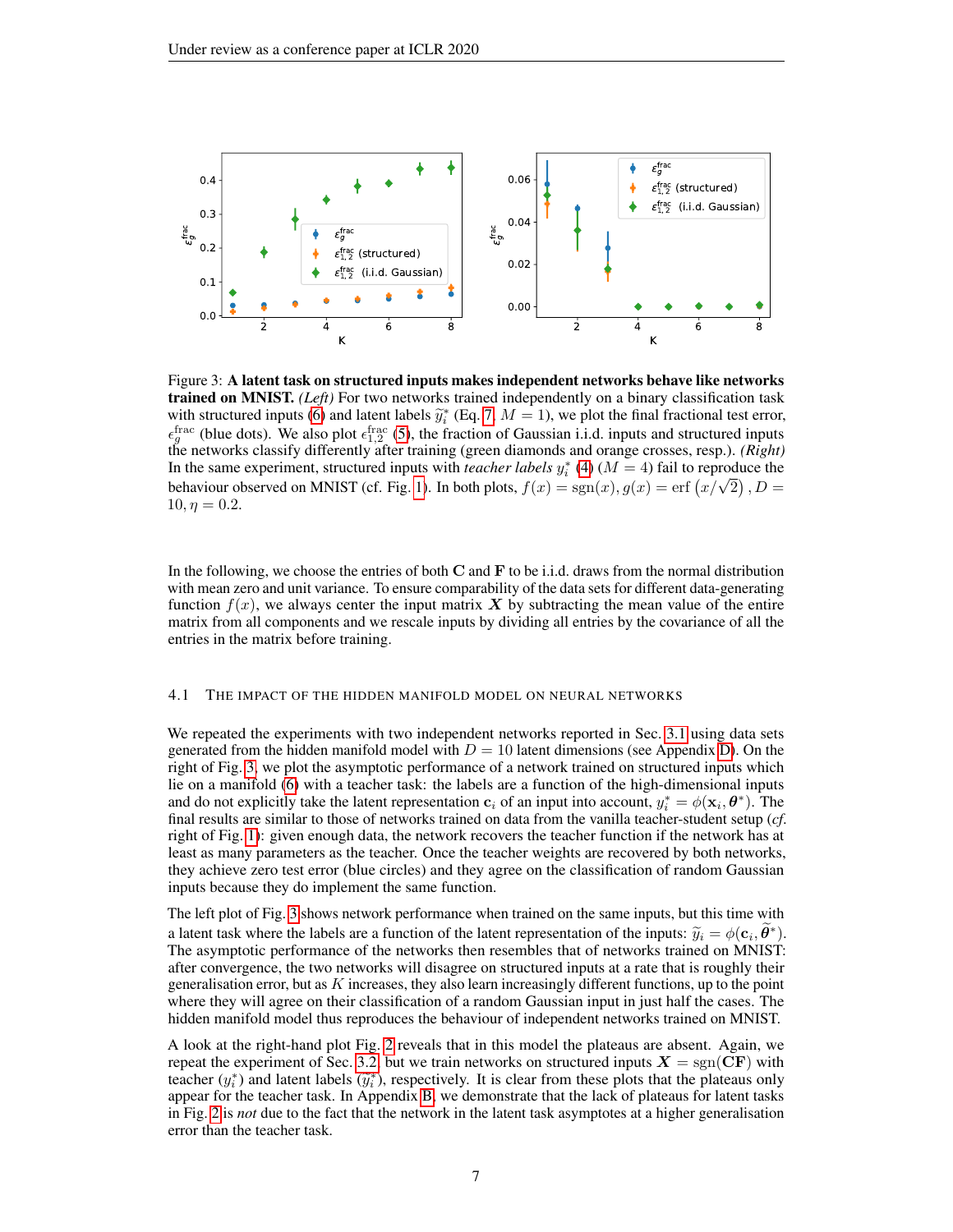Figure 3: **A latent task on structured inputs makes independent networks behave like networks trained on MNIST.** *(Left)* For two networks trained independently on a binary classification task with structured inputs (6) and latent labels $\widetilde{y}_i^*$ (Eq. 7, $M = 1$), we plot the final fractional test error, $\epsilon_g^{\text{frac}}$ (blue dots). We also plot $\epsilon_{1,2}^{\text{frac}}$ (5), the fraction of Gaussian i.i.d. inputs and structured inputs the networks classify differently after training (green diamonds and orange crosses, resp.). *(Right)* In the same experiment, structured inputs with *teacher labels* $y_i^*$ (4) ($M = 4$) fail to reproduce the behaviour observed on MNIST (cf. Fig. 1). In both plots, $f(x) = \text{sgn}(x), g(x) = \text{erf}\left(x/\sqrt{2}\right), D = 10, \eta = 0.2$.

In the following, we choose the entries of both $\mathbf{C}$ and $\mathbf{F}$ to be i.i.d. draws from the normal distribution with mean zero and unit variance. To ensure comparability of the data sets for different data-generating function $f(x)$, we always center the input matrix $\boldsymbol{X}$ by subtracting the mean value of the entire matrix from all components and we rescale inputs by dividing all entries by the covariance of all the entries in the matrix before training.

### 4.1 The impact of the hidden manifold model on neural networks

We repeated the experiments with two independent networks reported in Sec. 3.1 using data sets generated from the hidden manifold model with $D = 10$ latent dimensions (see Appendix D). On the right of Fig. 3, we plot the asymptotic performance of a network trained on structured inputs which lie on a manifold (6) with a teacher task: the labels are a function of the high-dimensional inputs and do not explicitly take the latent representation $\mathbf{c}_i$ of an input into account, $y_i^* = \phi(\mathbf{x}_i, \boldsymbol{\theta}^*)$. The final results are similar to those of networks trained on data from the vanilla teacher-student setup (*cf.* right of Fig. 1): given enough data, the network recovers the teacher function if the network has at least as many parameters as the teacher. Once the teacher weights are recovered by both networks, they achieve zero test error (blue circles) and they agree on the classification of random Gaussian inputs because they do implement the same function.

The left plot of Fig. 3 shows network performance when trained on the same inputs, but this time with a latent task where the labels are a function of the latent representation of the inputs: $\widetilde{y}_i = \phi(\mathbf{c}_i, \widetilde{\boldsymbol{\theta}}^*)$. The asymptotic performance of the networks then resembles that of networks trained on MNIST: after convergence, the two networks will disagree on structured inputs at a rate that is roughly their generalisation error, but as $K$ increases, they also learn increasingly different functions, up to the point where they will agree on their classification of a random Gaussian input in just half the cases. The hidden manifold model thus reproduces the behaviour of independent networks trained on MNIST.

A look at the right-hand plot Fig. 2 reveals that in this model the plateaus are absent. Again, we repeat the experiment of Sec. 3.2, but we train networks on structured inputs $\boldsymbol{X} = \text{sgn}(\mathbf{CF})$ with teacher ($y_i^*$) and latent labels ($\widetilde{y}_i^*$), respectively. It is clear from these plots that the plateaus only appear for the teacher task. In Appendix B, we demonstrate that the lack of plateaus for latent tasks in Fig. 2 is *not* due to the fact that the network in the latent task asymptotes at a higher generalisation error than the teacher task.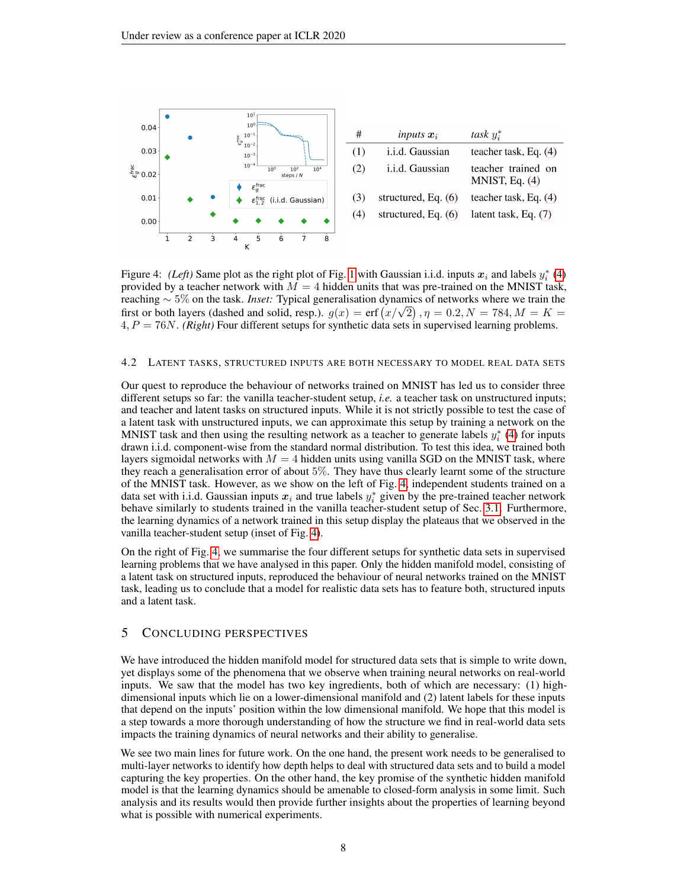| # | *inputs* $\boldsymbol{x}_i$ | *task* $y_i^*$ |
|---|---|---|
| (1) | i.i.d. Gaussian | teacher task, Eq. (4) |
| (2) | i.i.d. Gaussian | teacher trained on MNIST, Eq. (4) |
| (3) | structured, Eq. (6) | teacher task, Eq. (4) |
| (4) | structured, Eq. (6) | latent task, Eq. (7) |

Figure 4: *(Left)* Same plot as the right plot of Fig. 1 with Gaussian i.i.d. inputs $\boldsymbol{x}_i$ and labels $y_i^*$ (4) provided by a teacher network with $M = 4$ hidden units that was pre-trained on the MNIST task, reaching $\sim 5\%$ on the task. *Inset:* Typical generalisation dynamics of networks where we train the first or both layers (dashed and solid, resp.). $g(x) = \operatorname{erf}\left(x/\sqrt{2}\right), \eta = 0.2, N = 784, M = K = 4, P = 76N$. *(Right)* Four different setups for synthetic data sets in supervised learning problems.

### 4.2 Latent tasks, structured inputs are both necessary to model real data sets

Our quest to reproduce the behaviour of networks trained on MNIST has led us to consider three different setups so far: the vanilla teacher-student setup, *i.e.* a teacher task on unstructured inputs; and teacher and latent tasks on structured inputs. While it is not strictly possible to test the case of a latent task with unstructured inputs, we can approximate this setup by training a network on the MNIST task and then using the resulting network as a teacher to generate labels $y_i^*$ (4) for inputs drawn i.i.d. component-wise from the standard normal distribution. To test this idea, we trained both layers sigmoidal networks with $M = 4$ hidden units using vanilla SGD on the MNIST task, where they reach a generalisation error of about 5%. They have thus clearly learnt some of the structure of the MNIST task. However, as we show on the left of Fig. 4, independent students trained on a data set with i.i.d. Gaussian inputs $\boldsymbol{x}_i$ and true labels $y_i^*$ given by the pre-trained teacher network behave similarly to students trained in the vanilla teacher-student setup of Sec. 3.1. Furthermore, the learning dynamics of a network trained in this setup display the plateaus that we observed in the vanilla teacher-student setup (inset of Fig. 4).

On the right of Fig. 4, we summarise the four different setups for synthetic data sets in supervised learning problems that we have analysed in this paper. Only the hidden manifold model, consisting of a latent task on structured inputs, reproduced the behaviour of neural networks trained on the MNIST task, leading us to conclude that a model for realistic data sets has to feature both, structured inputs and a latent task.

## 5 Concluding perspectives

We have introduced the hidden manifold model for structured data sets that is simple to write down, yet displays some of the phenomena that we observe when training neural networks on real-world inputs. We saw that the model has two key ingredients, both of which are necessary: (1) high-dimensional inputs which lie on a lower-dimensional manifold and (2) latent labels for these inputs that depend on the inputs' position within the low dimensional manifold. We hope that this model is a step towards a more thorough understanding of how the structure we find in real-world data sets impacts the training dynamics of neural networks and their ability to generalise.

We see two main lines for future work. On the one hand, the present work needs to be generalised to multi-layer networks to identify how depth helps to deal with structured data sets and to build a model capturing the key properties. On the other hand, the key promise of the synthetic hidden manifold model is that the learning dynamics should be amenable to closed-form analysis in some limit. Such analysis and its results would then provide further insights about the properties of learning beyond what is possible with numerical experiments.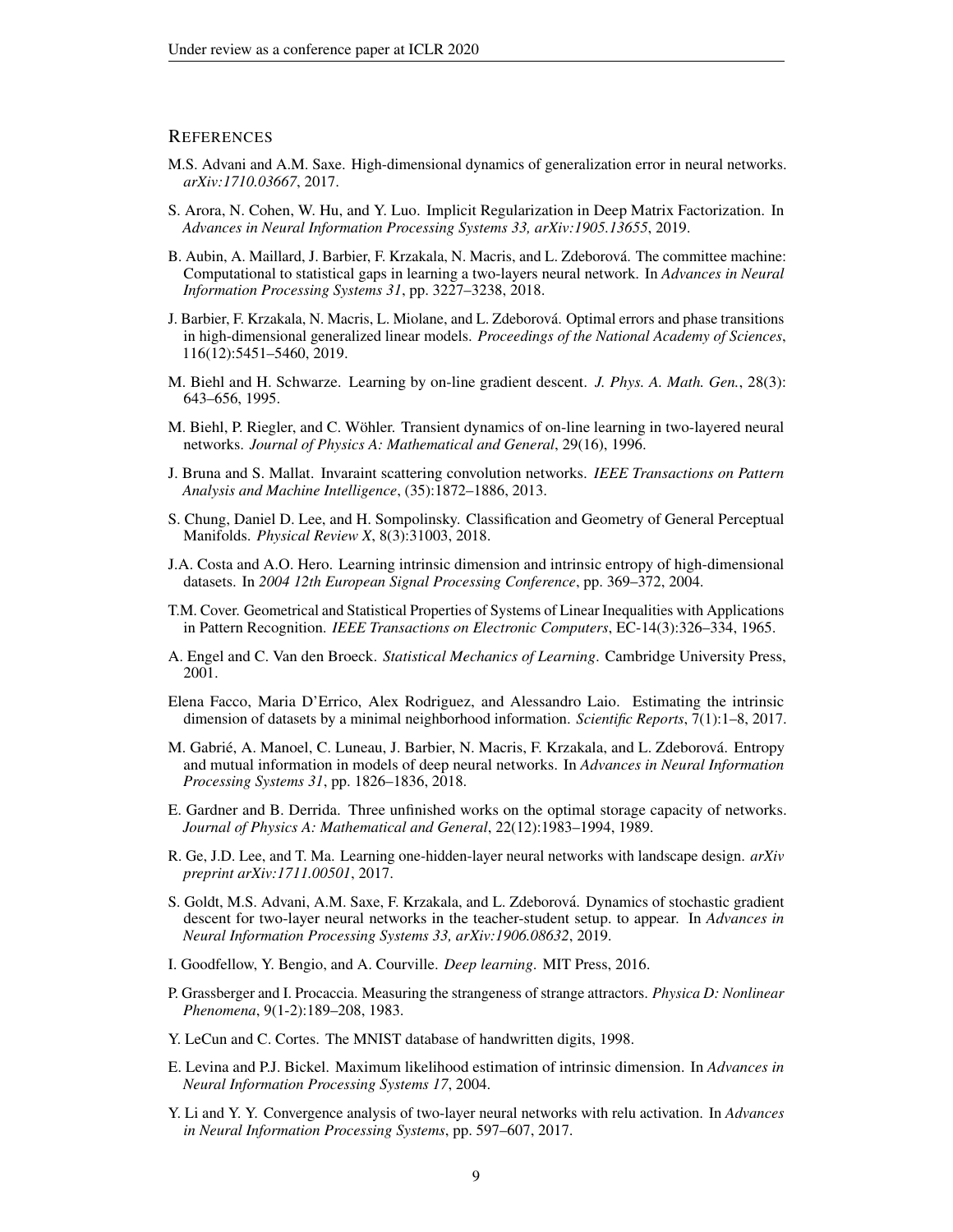## References

M.S. Advani and A.M. Saxe. High-dimensional dynamics of generalization error in neural networks. *arXiv:1710.03667*, 2017.

S. Arora, N. Cohen, W. Hu, and Y. Luo. Implicit Regularization in Deep Matrix Factorization. In *Advances in Neural Information Processing Systems 33, arXiv:1905.13655*, 2019.

B. Aubin, A. Maillard, J. Barbier, F. Krzakala, N. Macris, and L. Zdeborová. The committee machine: Computational to statistical gaps in learning a two-layers neural network. In *Advances in Neural Information Processing Systems 31*, pp. 3227–3238, 2018.

J. Barbier, F. Krzakala, N. Macris, L. Miolane, and L. Zdeborová. Optimal errors and phase transitions in high-dimensional generalized linear models. *Proceedings of the National Academy of Sciences*, 116(12):5451–5460, 2019.

M. Biehl and H. Schwarze. Learning by on-line gradient descent. *J. Phys. A. Math. Gen.*, 28(3): 643–656, 1995.

M. Biehl, P. Riegler, and C. Wöhler. Transient dynamics of on-line learning in two-layered neural networks. *Journal of Physics A: Mathematical and General*, 29(16), 1996.

J. Bruna and S. Mallat. Invaraint scattering convolution networks. *IEEE Transactions on Pattern Analysis and Machine Intelligence*, (35):1872–1886, 2013.

S. Chung, Daniel D. Lee, and H. Sompolinsky. Classification and Geometry of General Perceptual Manifolds. *Physical Review X*, 8(3):31003, 2018.

J.A. Costa and A.O. Hero. Learning intrinsic dimension and intrinsic entropy of high-dimensional datasets. In *2004 12th European Signal Processing Conference*, pp. 369–372, 2004.

T.M. Cover. Geometrical and Statistical Properties of Systems of Linear Inequalities with Applications in Pattern Recognition. *IEEE Transactions on Electronic Computers*, EC-14(3):326–334, 1965.

A. Engel and C. Van den Broeck. *Statistical Mechanics of Learning*. Cambridge University Press, 2001.

Elena Facco, Maria D'Errico, Alex Rodriguez, and Alessandro Laio. Estimating the intrinsic dimension of datasets by a minimal neighborhood information. *Scientific Reports*, 7(1):1–8, 2017.

M. Gabrié, A. Manoel, C. Luneau, J. Barbier, N. Macris, F. Krzakala, and L. Zdeborová. Entropy and mutual information in models of deep neural networks. In *Advances in Neural Information Processing Systems 31*, pp. 1826–1836, 2018.

E. Gardner and B. Derrida. Three unfinished works on the optimal storage capacity of networks. *Journal of Physics A: Mathematical and General*, 22(12):1983–1994, 1989.

R. Ge, J.D. Lee, and T. Ma. Learning one-hidden-layer neural networks with landscape design. *arXiv preprint arXiv:1711.00501*, 2017.

S. Goldt, M.S. Advani, A.M. Saxe, F. Krzakala, and L. Zdeborová. Dynamics of stochastic gradient descent for two-layer neural networks in the teacher-student setup. to appear. In *Advances in Neural Information Processing Systems 33, arXiv:1906.08632*, 2019.

I. Goodfellow, Y. Bengio, and A. Courville. *Deep learning*. MIT Press, 2016.

P. Grassberger and I. Procaccia. Measuring the strangeness of strange attractors. *Physica D: Nonlinear Phenomena*, 9(1-2):189–208, 1983.

Y. LeCun and C. Cortes. The MNIST database of handwritten digits, 1998.

E. Levina and P.J. Bickel. Maximum likelihood estimation of intrinsic dimension. In *Advances in Neural Information Processing Systems 17*, 2004.

Y. Li and Y. Y. Convergence analysis of two-layer neural networks with relu activation. In *Advances in Neural Information Processing Systems*, pp. 597–607, 2017.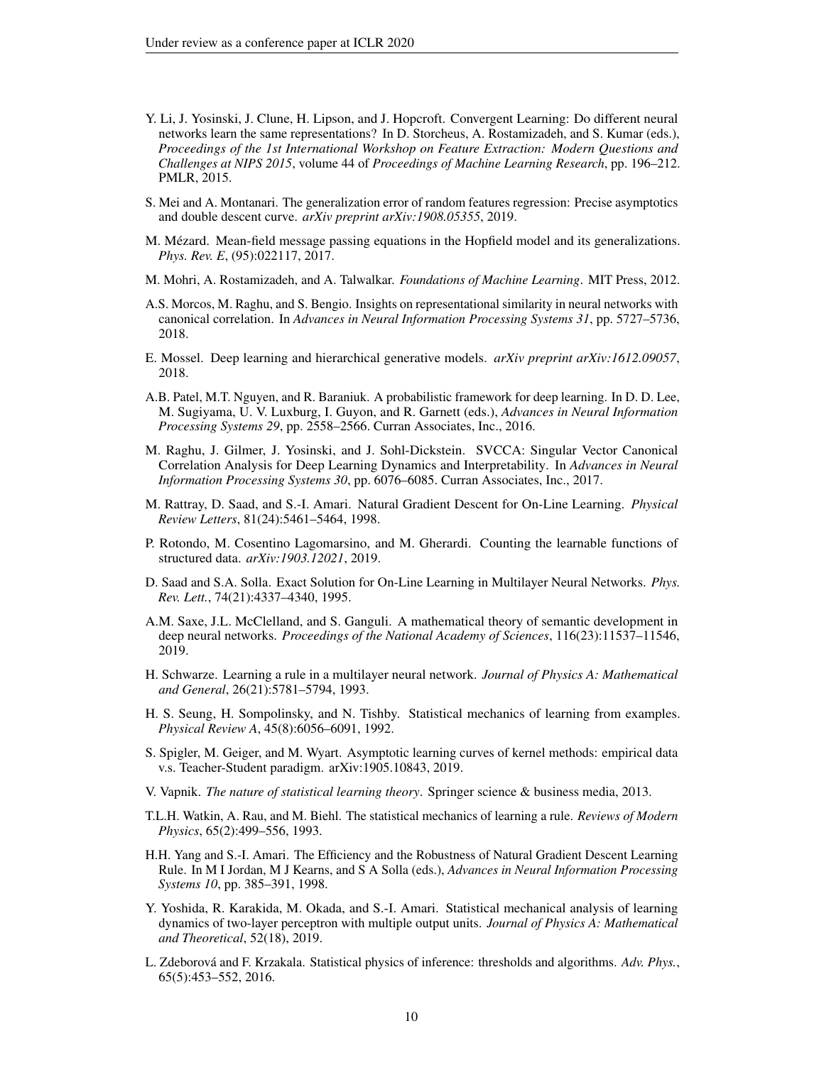Y. Li, J. Yosinski, J. Clune, H. Lipson, and J. Hopcroft. Convergent Learning: Do different neural networks learn the same representations? In D. Storcheus, A. Rostamizadeh, and S. Kumar (eds.), *Proceedings of the 1st International Workshop on Feature Extraction: Modern Questions and Challenges at NIPS 2015*, volume 44 of *Proceedings of Machine Learning Research*, pp. 196–212. PMLR, 2015.

S. Mei and A. Montanari. The generalization error of random features regression: Precise asymptotics and double descent curve. *arXiv preprint arXiv:1908.05355*, 2019.

M. Mézard. Mean-field message passing equations in the Hopfield model and its generalizations. *Phys. Rev. E*, (95):022117, 2017.

M. Mohri, A. Rostamizadeh, and A. Talwalkar. *Foundations of Machine Learning*. MIT Press, 2012.

A.S. Morcos, M. Raghu, and S. Bengio. Insights on representational similarity in neural networks with canonical correlation. In *Advances in Neural Information Processing Systems 31*, pp. 5727–5736, 2018.

E. Mossel. Deep learning and hierarchical generative models. *arXiv preprint arXiv:1612.09057*, 2018.

A.B. Patel, M.T. Nguyen, and R. Baraniuk. A probabilistic framework for deep learning. In D. D. Lee, M. Sugiyama, U. V. Luxburg, I. Guyon, and R. Garnett (eds.), *Advances in Neural Information Processing Systems 29*, pp. 2558–2566. Curran Associates, Inc., 2016.

M. Raghu, J. Gilmer, J. Yosinski, and J. Sohl-Dickstein. SVCCA: Singular Vector Canonical Correlation Analysis for Deep Learning Dynamics and Interpretability. In *Advances in Neural Information Processing Systems 30*, pp. 6076–6085. Curran Associates, Inc., 2017.

M. Rattray, D. Saad, and S.-I. Amari. Natural Gradient Descent for On-Line Learning. *Physical Review Letters*, 81(24):5461–5464, 1998.

P. Rotondo, M. Cosentino Lagomarsino, and M. Gherardi. Counting the learnable functions of structured data. *arXiv:1903.12021*, 2019.

D. Saad and S.A. Solla. Exact Solution for On-Line Learning in Multilayer Neural Networks. *Phys. Rev. Lett.*, 74(21):4337–4340, 1995.

A.M. Saxe, J.L. McClelland, and S. Ganguli. A mathematical theory of semantic development in deep neural networks. *Proceedings of the National Academy of Sciences*, 116(23):11537–11546, 2019.

H. Schwarze. Learning a rule in a multilayer neural network. *Journal of Physics A: Mathematical and General*, 26(21):5781–5794, 1993.

H. S. Seung, H. Sompolinsky, and N. Tishby. Statistical mechanics of learning from examples. *Physical Review A*, 45(8):6056–6091, 1992.

S. Spigler, M. Geiger, and M. Wyart. Asymptotic learning curves of kernel methods: empirical data v.s. Teacher-Student paradigm. arXiv:1905.10843, 2019.

V. Vapnik. *The nature of statistical learning theory*. Springer science & business media, 2013.

T.L.H. Watkin, A. Rau, and M. Biehl. The statistical mechanics of learning a rule. *Reviews of Modern Physics*, 65(2):499–556, 1993.

H.H. Yang and S.-I. Amari. The Efficiency and the Robustness of Natural Gradient Descent Learning Rule. In M I Jordan, M J Kearns, and S A Solla (eds.), *Advances in Neural Information Processing Systems 10*, pp. 385–391, 1998.

Y. Yoshida, R. Karakida, M. Okada, and S.-I. Amari. Statistical mechanical analysis of learning dynamics of two-layer perceptron with multiple output units. *Journal of Physics A: Mathematical and Theoretical*, 52(18), 2019.

L. Zdeborová and F. Krzakala. Statistical physics of inference: thresholds and algorithms. *Adv. Phys.*, 65(5):453–552, 2016.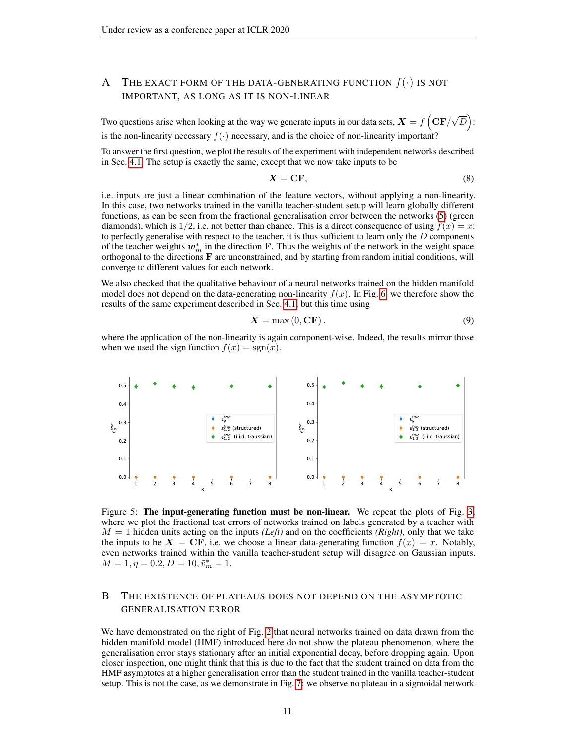## A The exact form of the data-generating function $f(\cdot)$ is not important, as long as it is non-linear

Two questions arise when looking at the way we generate inputs in our data sets, $\boldsymbol{X} = f\left(\mathbf{CF}/\sqrt{D}\right)$: is the non-linearity necessary $f(\cdot)$ necessary, and is the choice of non-linearity important?

To answer the first question, we plot the results of the experiment with independent networks described in Sec. 4.1. The setup is exactly the same, except that we now take inputs to be

$$\boldsymbol{X} = \mathbf{CF}, \tag{8}$$

i.e. inputs are just a linear combination of the feature vectors, without applying a non-linearity. In this case, two networks trained in the vanilla teacher-student setup will learn globally different functions, as can be seen from the fractional generalisation error between the networks (5) (green diamonds), which is $1/2$, i.e. not better than chance. This is a direct consequence of using $f(x) = x$: to perfectly generalise with respect to the teacher, it is thus sufficient to learn only the $D$ components of the teacher weights $\boldsymbol{w}_m^*$ in the direction $\mathbf{F}$. Thus the weights of the network in the weight space orthogonal to the directions $\mathbf{F}$ are unconstrained, and by starting from random initial conditions, will converge to different values for each network.

We also checked that the qualitative behaviour of a neural networks trained on the hidden manifold model does not depend on the data-generating non-linearity $f(x)$. In Fig. 6, we therefore show the results of the same experiment described in Sec. 4.1, but this time using

$$\boldsymbol{X} = \max\left(0, \mathbf{CF}\right). \tag{9}$$

where the application of the non-linearity is again component-wise. Indeed, the results mirror those when we used the sign function $f(x) = \text{sgn}(x)$.

Figure 5: **The input-generating function must be non-linear.** We repeat the plots of Fig. 3, where we plot the fractional test errors of networks trained on labels generated by a teacher with $M = 1$ hidden units acting on the inputs *(Left)* and on the coefficients *(Right)*, only that we take the inputs to be $\boldsymbol{X} = \mathbf{CF}$, i.e. we choose a linear data-generating function $f(x) = x$. Notably, even networks trained within the vanilla teacher-student setup will disagree on Gaussian inputs. $M = 1, \eta = 0.2, D = 10, \tilde{v}_m^* = 1$.

## B The existence of plateaus does not depend on the asymptotic generalisation error

We have demonstrated on the right of Fig. 2 that neural networks trained on data drawn from the hidden manifold model (HMF) introduced here do not show the plateau phenomenon, where the generalisation error stays stationary after an initial exponential decay, before dropping again. Upon closer inspection, one might think that this is due to the fact that the student trained on data from the HMF asymptotes at a higher generalisation error than the student trained in the vanilla teacher-student setup. This is not the case, as we demonstrate in Fig. 7: we observe no plateau in a sigmoidal network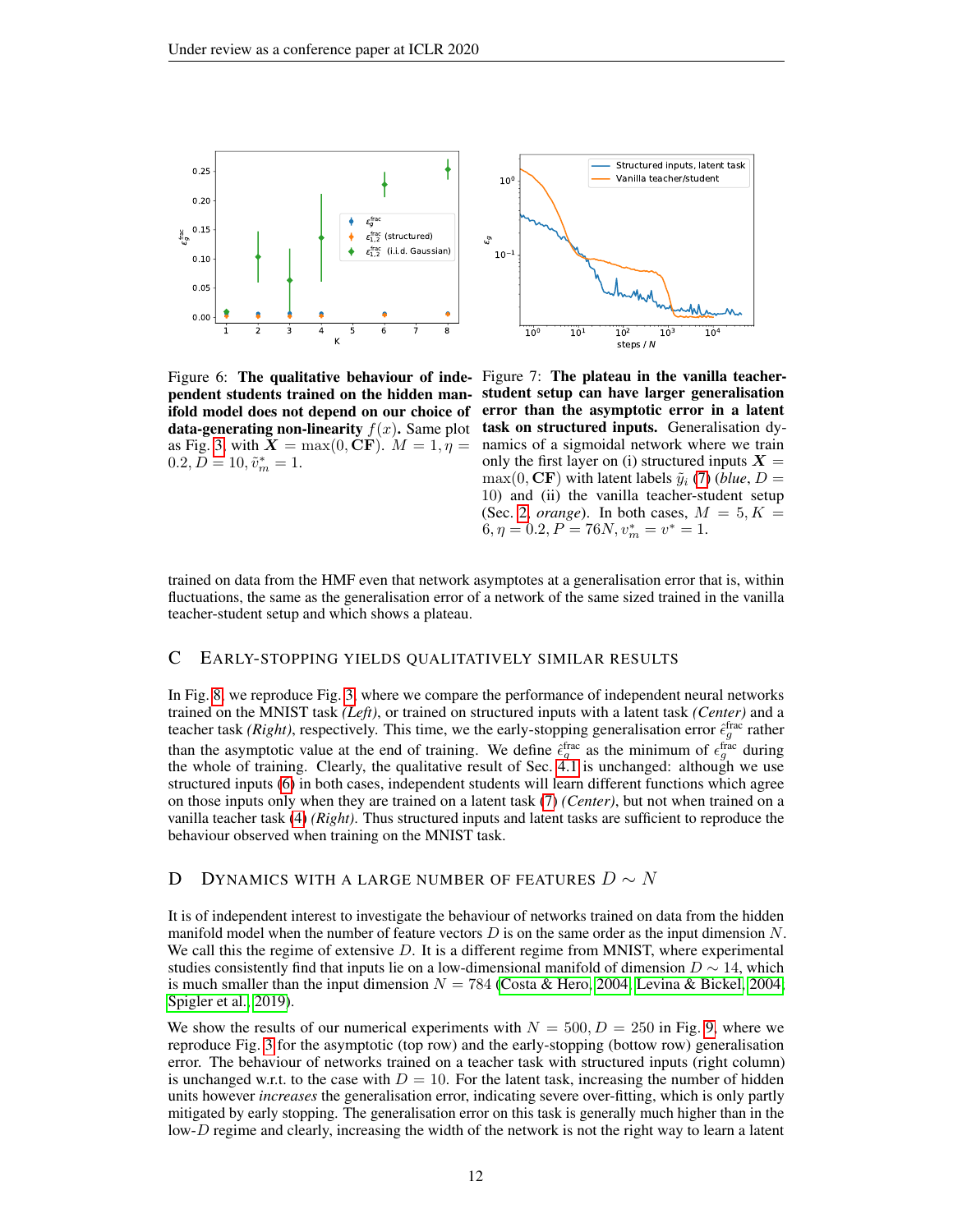Figure 6: **The qualitative behaviour of independent students trained on the hidden manifold model does not depend on our choice of data-generating non-linearity $f(x)$.** Same plot as Fig. 3, with $\boldsymbol{X} = \max(0, \mathbf{CF})$. $M = 1, \eta = 0.2, D = 10, \tilde{v}_m^* = 1$.

Figure 7: **The plateau in the vanilla teacher-student setup can have larger generalisation error than the asymptotic error in a latent task on structured inputs.** Generalisation dynamics of a sigmoidal network where we train only the first layer on (i) structured inputs $\boldsymbol{X} = \max(0, \mathbf{CF})$ with latent labels $\tilde{y}_i$ (7) (*blue*, $D = 10$) and (ii) the vanilla teacher-student setup (Sec. 2, *orange*). In both cases, $M = 5, K = 6, \eta = 0.2, P = 76N, v_m^* = v^* = 1$.

trained on data from the HMF even that network asymptotes at a generalisation error that is, within fluctuations, the same as the generalisation error of a network of the same sized trained in the vanilla teacher-student setup and which shows a plateau.

## C Early-stopping yields qualitatively similar results

In Fig. 8, we reproduce Fig. 3, where we compare the performance of independent neural networks trained on the MNIST task *(Left)*, or trained on structured inputs with a latent task *(Center)* and a teacher task *(Right)*, respectively. This time, we the early-stopping generalisation error $\hat{\epsilon}_g^{\text{frac}}$ rather than the asymptotic value at the end of training. We define $\hat{\epsilon}_g^{\text{frac}}$ as the minimum of $\epsilon_g^{\text{frac}}$ during the whole of training. Clearly, the qualitative result of Sec. 4.1 is unchanged: although we use structured inputs (6) in both cases, independent students will learn different functions which agree on those inputs only when they are trained on a latent task (7) *(Center)*, but not when trained on a vanilla teacher task (4) *(Right)*. Thus structured inputs and latent tasks are sufficient to reproduce the behaviour observed when training on the MNIST task.

## D Dynamics with a large number of features $D \sim N$

It is of independent interest to investigate the behaviour of networks trained on data from the hidden manifold model when the number of feature vectors $D$ is on the same order as the input dimension $N$. We call this the regime of extensive $D$. It is a different regime from MNIST, where experimental studies consistently find that inputs lie on a low-dimensional manifold of dimension $D \sim 14$, which is much smaller than the input dimension $N = 784$ (Costa & Hero, 2004; Levina & Bickel, 2004; Spigler et al., 2019).

We show the results of our numerical experiments with $N = 500, D = 250$ in Fig. 9, where we reproduce Fig. 3 for the asymptotic (top row) and the early-stopping (bottow row) generalisation error. The behaviour of networks trained on a teacher task with structured inputs (right column) is unchanged w.r.t. the case with $D = 10$. For the latent task, increasing the number of hidden units however *increases* the generalisation error, indicating severe over-fitting, which is only partly mitigated by early stopping. The generalisation error on this task is generally much higher than in the low-$D$ regime and clearly, increasing the width of the network is not the right way to learn a latent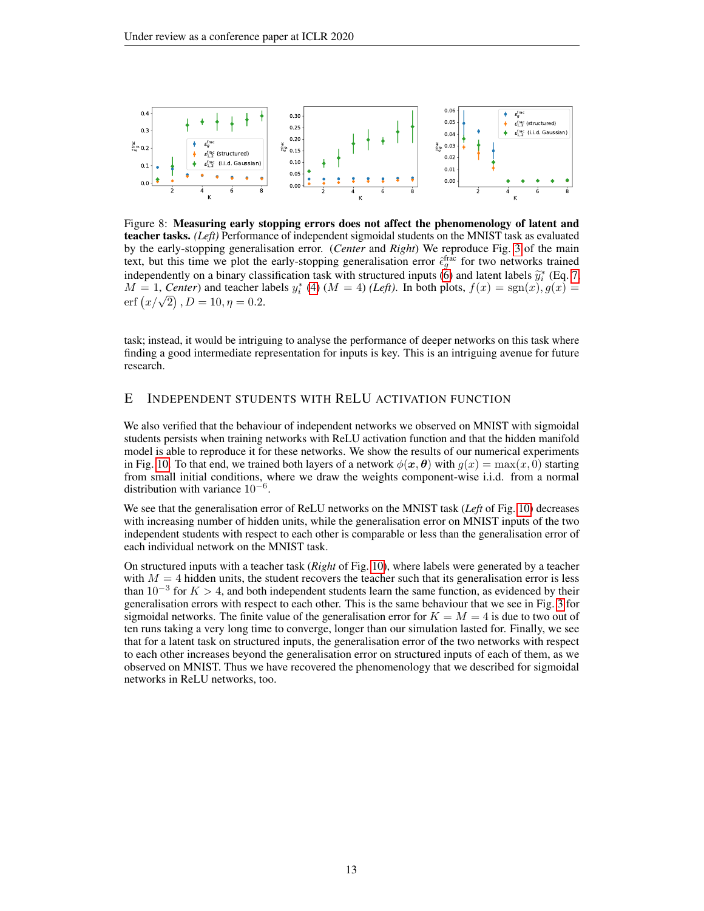Figure 8: **Measuring early stopping errors does not affect the phenomenology of latent and teacher tasks.** *(Left)* Performance of independent sigmoidal students on the MNIST task as evaluated by the early-stopping generalisation error. (*Center* and *Right*) We reproduce Fig. 3 of the main text, but this time we plot the early-stopping generalisation error $\hat{\epsilon}_g^{\text{frac}}$ for two networks trained independently on a binary classification task with structured inputs (6) and latent labels $\widetilde{y}_i^*$ (Eq. 7, $M = 1$, *Center*) and teacher labels $y_i^*$ (4) ($M = 4$) *(Left)*. In both plots, $f(x) = \text{sgn}(x), g(x) = \text{erf}\left(x/\sqrt{2}\right), D = 10, \eta = 0.2$.

task; instead, it would be intriguing to analyse the performance of deeper networks on this task where finding a good intermediate representation for inputs is key. This is an intriguing avenue for future research.

## E Independent students with ReLU activation function

We also verified that the behaviour of independent networks we observed on MNIST with sigmoidal students persists when training networks with ReLU activation function and that the hidden manifold model is able to reproduce it for these networks. We show the results of our numerical experiments in Fig. 10. To that end, we trained both layers of a network $\phi(\boldsymbol{x}, \boldsymbol{\theta})$ with $g(x) = \max(x, 0)$ starting from small initial conditions, where we draw the weights component-wise i.i.d. from a normal distribution with variance $10^{-6}$.

We see that the generalisation error of ReLU networks on the MNIST task (*Left* of Fig. 10) decreases with increasing number of hidden units, while the generalisation error on MNIST inputs of the two independent students with respect to each other is comparable or less than the generalisation error of each individual network on the MNIST task.

On structured inputs with a teacher task (*Right* of Fig. 10), where labels were generated by a teacher with $M = 4$ hidden units, the student recovers the teacher such that its generalisation error is less than $10^{-3}$ for $K > 4$, and both independent students learn the same function, as evidenced by their generalisation errors with respect to each other. This is the same behaviour that we see in Fig. 3 for sigmoidal networks. The finite value of the generalisation error for $K = M = 4$ is due to two out of ten runs taking a very long time to converge, longer than our simulation lasted for. Finally, we see that for a latent task on structured inputs, the generalisation error of the two networks with respect to each other increases beyond the generalisation error on structured inputs of each of them, as we observed on MNIST. Thus we have recovered the phenomenology that we described for sigmoidal networks in ReLU networks, too.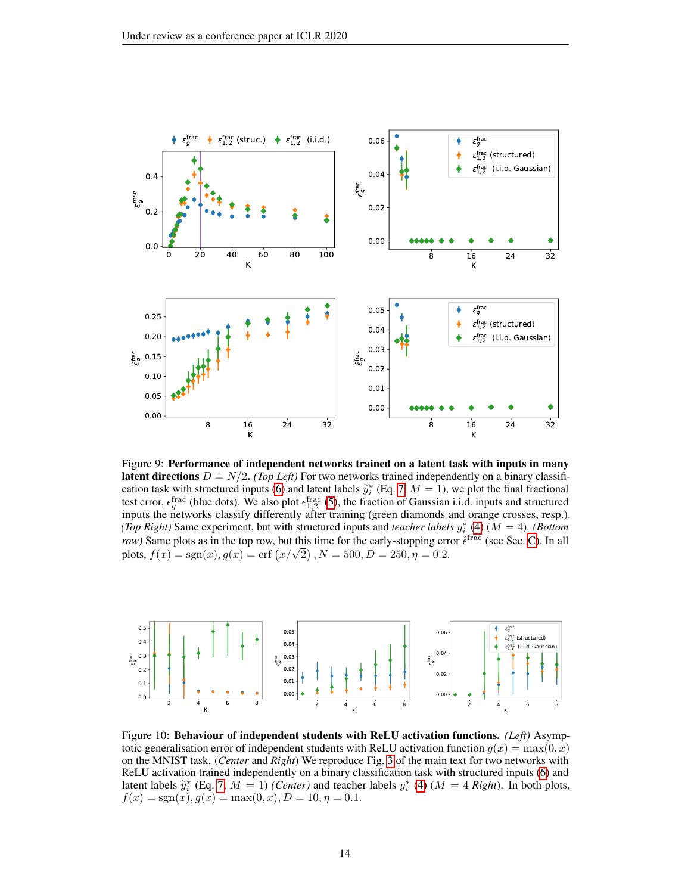$\epsilon_g^{\text{frac}}$ $\epsilon_{1,2}^{\text{frac}}$ (struc.) $\epsilon_{1,2}^{\text{frac}}$ (i.i.d.)

$\epsilon_g^{\text{mse}}$

0.0
0.2
0.4

0
20
40
60
80
100

K

$\epsilon_g^{\text{frac}}$

$\epsilon_g^{\text{frac}}$
$\epsilon_{1,2}^{\text{frac}}$ (structured)
$\epsilon_{1,2}^{\text{frac}}$ (i.i.d. Gaussian)

0.00
0.02
0.04
0.06

8
16
24
32

K

$\hat{\epsilon}_g^{\text{frac}}$

0.00
0.05
0.10
0.15
0.20
0.25

8
16
24
32

K

$\hat{\epsilon}_g^{\text{frac}}$

$\epsilon_g^{\text{frac}}$
$\epsilon_{1,2}^{\text{frac}}$ (structured)
$\epsilon_{1,2}^{\text{frac}}$ (i.i.d. Gaussian)

0.00
0.01
0.02
0.03
0.04
0.05

8
16
24
32

K

Figure 9: **Performance of independent networks trained on a latent task with inputs in many latent directions** $D = N/2$**.** *(Top Left)* For two networks trained independently on a binary classification task with structured inputs (6) and latent labels $\tilde{y}_i^*$ (Eq. 7, $M = 1$), we plot the final fractional test error, $\epsilon_g^{\text{frac}}$ (blue dots). We also plot $\epsilon_{1,2}^{\text{frac}}$ (5), the fraction of Gaussian i.i.d. inputs and structured inputs the networks classify differently after training (green diamonds and orange crosses, resp.). *(Top Right)* Same experiment, but with structured inputs and *teacher labels* $y_i^*$ (4) ($M = 4$). *(Bottom row)* Same plots as in the top row, but this time for the early-stopping error $\hat{\epsilon}^{\text{frac}}$ (see Sec. C). In all plots, $f(x) = \text{sgn}(x), g(x) = \text{erf}\left(x/\sqrt{2}\right), N = 500, D = 250, \eta = 0.2$.

$\epsilon_g^{\text{frac}}$

0.0
0.1
0.2
0.3
0.4
0.5

2
4
6
8

K

$\epsilon_g^{\text{mse}}$

0.00
0.01
0.02
0.03
0.04
0.05

2
4
6
8

K

$\epsilon_g^{\text{frac}}$

$\epsilon_g^{\text{frac}}$
$\epsilon_{1,2}^{\text{frac}}$ (structured)
$\epsilon_{1,2}^{\text{frac}}$ (i.i.d. Gaussian)

0.00
0.02
0.04
0.06

2
4
6
8

K

Figure 10: **Behaviour of independent students with ReLU activation functions.** *(Left)* Asymptotic generalisation error of independent students with ReLU activation function $g(x) = \max(0, x)$ on the MNIST task. (*Center* and *Right*) We reproduce Fig. 3 of the main text for two networks with ReLU activation trained independently on a binary classification task with structured inputs (6) and latent labels $\tilde{y}_i^*$ (Eq. 7, $M = 1$) *(Center)* and teacher labels $y_i^*$ (4) ($M = 4$ *Right*). In both plots, $f(x) = \text{sgn}(x), g(x) = \max(0, x), D = 10, \eta = 0.1$.